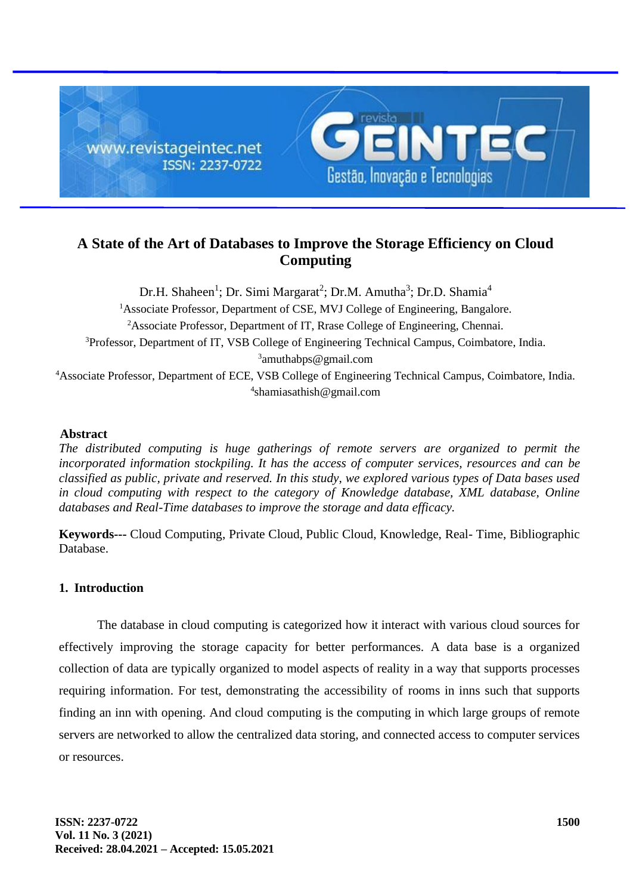# A State of the Art of Databases to Improve the Storage Efficiency on Cloud Computing

Dr.H. Shaheen[1]; Dr. Simi Margarat[2]; Dr.M. Amutha[3]; Dr.D. Shamia[4]

[1]Associate Professor, Department of CSE, MVJ College of Engineering, Bangalore.

[2]Associate Professor, Department of IT, Rrase College of Engineering, Chennai.

[3]Professor, Department of IT, VSB College of Engineering Technical Campus, Coimbatore, India.
[3]amuthabps@gmail.com

[4]Associate Professor, Department of ECE, VSB College of Engineering Technical Campus, Coimbatore, India.
[4]shamiasathish@gmail.com

## Abstract

*The distributed computing is huge gatherings of remote servers are organized to permit the incorporated information stockpiling. It has the access of computer services, resources and can be classified as public, private and reserved. In this study, we explored various types of Data bases used in cloud computing with respect to the category of Knowledge database, XML database, Online databases and Real-Time databases to improve the storage and data efficacy.*

**Keywords---** Cloud Computing, Private Cloud, Public Cloud, Knowledge, Real- Time, Bibliographic Database.

## 1. Introduction

The database in cloud computing is categorized how it interact with various cloud sources for effectively improving the storage capacity for better performances. A data base is a organized collection of data are typically organized to model aspects of reality in a way that supports processes requiring information. For test, demonstrating the accessibility of rooms in inns such that supports finding an inn with opening. And cloud computing is the computing in which large groups of remote servers are networked to allow the centralized data storing, and connected access to computer services or resources.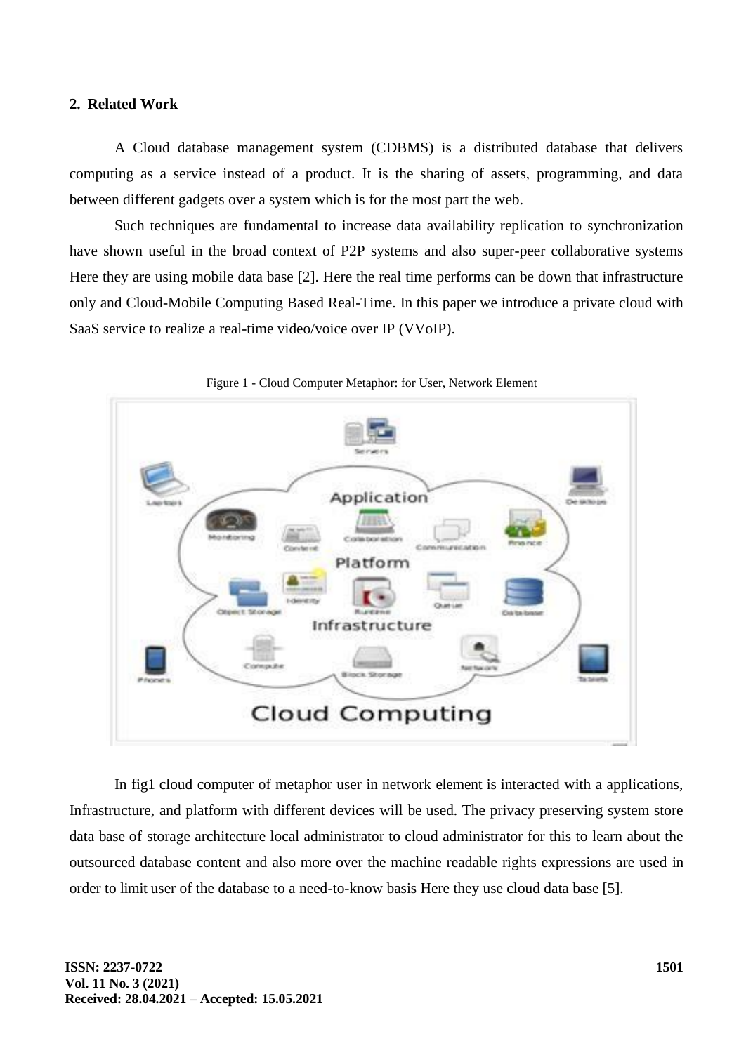## 2. Related Work

A Cloud database management system (CDBMS) is a distributed database that delivers computing as a service instead of a product. It is the sharing of assets, programming, and data between different gadgets over a system which is for the most part the web.

Such techniques are fundamental to increase data availability replication to synchronization have shown useful in the broad context of P2P systems and also super-peer collaborative systems Here they are using mobile data base [2]. Here the real time performs can be down that infrastructure only and Cloud-Mobile Computing Based Real-Time. In this paper we introduce a private cloud with SaaS service to realize a real-time video/voice over IP (VVoIP).

Figure 1 - Cloud Computer Metaphor: for User, Network Element

In fig1 cloud computer of metaphor user in network element is interacted with a applications, Infrastructure, and platform with different devices will be used. The privacy preserving system store data base of storage architecture local administrator to cloud administrator for this to learn about the outsourced database content and also more over the machine readable rights expressions are used in order to limit user of the database to a need-to-know basis Here they use cloud data base [5].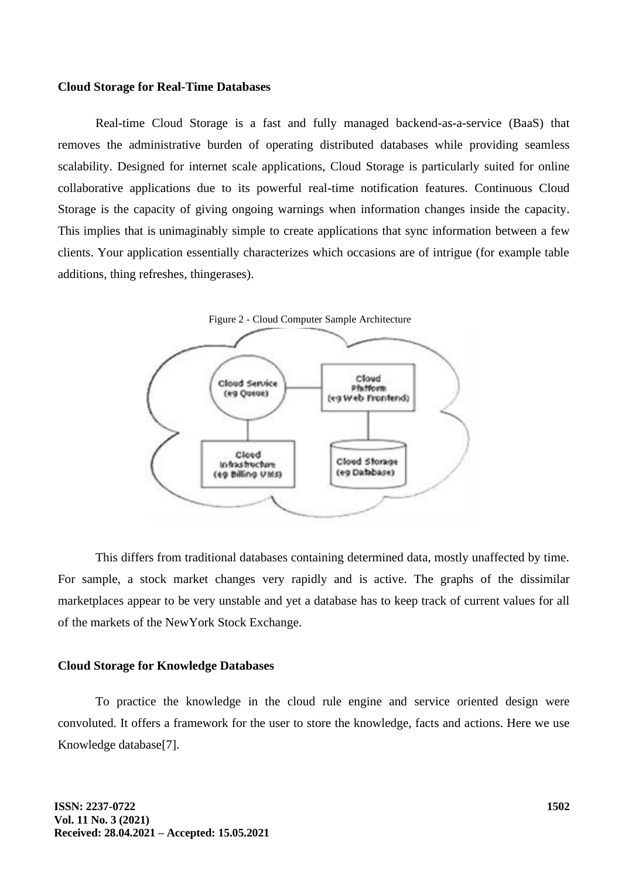**Cloud Storage for Real-Time Databases**

Real-time Cloud Storage is a fast and fully managed backend-as-a-service (BaaS) that removes the administrative burden of operating distributed databases while providing seamless scalability. Designed for internet scale applications, Cloud Storage is particularly suited for online collaborative applications due to its powerful real-time notification features. Continuous Cloud Storage is the capacity of giving ongoing warnings when information changes inside the capacity. This implies that is unimaginably simple to create applications that sync information between a few clients. Your application essentially characterizes which occasions are of intrigue (for example table additions, thing refreshes, thingerases).

Figure 2 - Cloud Computer Sample Architecture

This differs from traditional databases containing determined data, mostly unaffected by time. For sample, a stock market changes very rapidly and is active. The graphs of the dissimilar marketplaces appear to be very unstable and yet a database has to keep track of current values for all of the markets of the NewYork Stock Exchange.

**Cloud Storage for Knowledge Databases**

To practice the knowledge in the cloud rule engine and service oriented design were convoluted. It offers a framework for the user to store the knowledge, facts and actions. Here we use Knowledge database[7].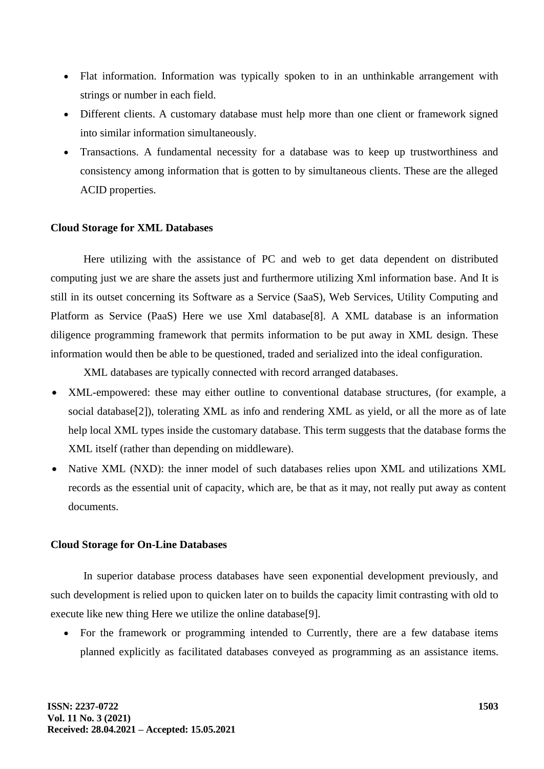- Flat information. Information was typically spoken to in an unthinkable arrangement with strings or number in each field.
- Different clients. A customary database must help more than one client or framework signed into similar information simultaneously.
- Transactions. A fundamental necessity for a database was to keep up trustworthiness and consistency among information that is gotten to by simultaneous clients. These are the alleged ACID properties.

**Cloud Storage for XML Databases**

Here utilizing with the assistance of PC and web to get data dependent on distributed computing just we are share the assets just and furthermore utilizing Xml information base. And It is still in its outset concerning its Software as a Service (SaaS), Web Services, Utility Computing and Platform as Service (PaaS) Here we use Xml database[8]. A XML database is an information diligence programming framework that permits information to be put away in XML design. These information would then be able to be questioned, traded and serialized into the ideal configuration.

XML databases are typically connected with record arranged databases.

- XML-empowered: these may either outline to conventional database structures, (for example, a social database[2]), tolerating XML as info and rendering XML as yield, or all the more as of late help local XML types inside the customary database. This term suggests that the database forms the XML itself (rather than depending on middleware).
- Native XML (NXD): the inner model of such databases relies upon XML and utilizations XML records as the essential unit of capacity, which are, be that as it may, not really put away as content documents.

**Cloud Storage for On-Line Databases**

In superior database process databases have seen exponential development previously, and such development is relied upon to quicken later on to builds the capacity limit contrasting with old to execute like new thing Here we utilize the online database[9].

- For the framework or programming intended to Currently, there are a few database items planned explicitly as facilitated databases conveyed as programming as an assistance items.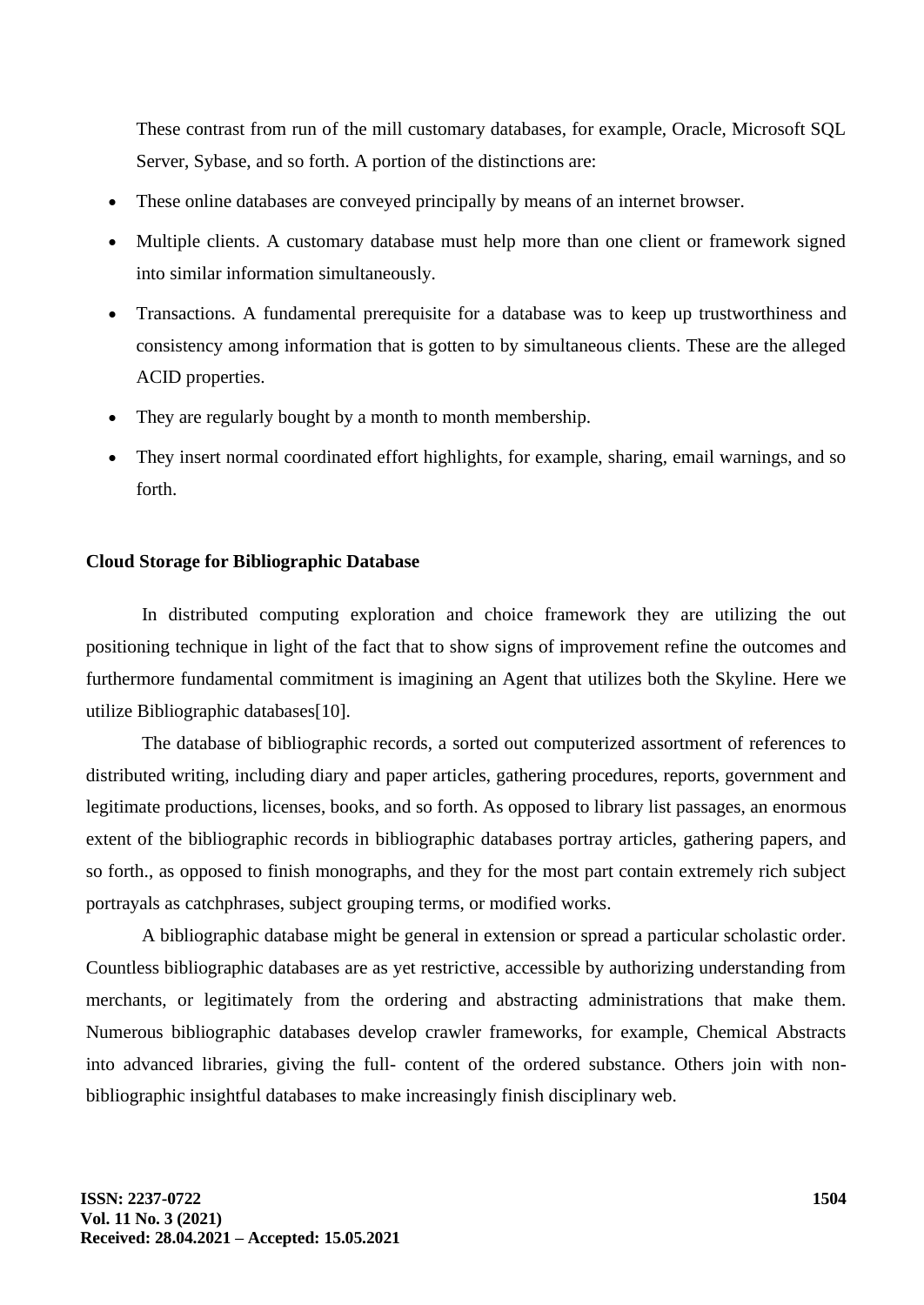These contrast from run of the mill customary databases, for example, Oracle, Microsoft SQL Server, Sybase, and so forth. A portion of the distinctions are:

- These online databases are conveyed principally by means of an internet browser.
- Multiple clients. A customary database must help more than one client or framework signed into similar information simultaneously.
- Transactions. A fundamental prerequisite for a database was to keep up trustworthiness and consistency among information that is gotten to by simultaneous clients. These are the alleged ACID properties.
- They are regularly bought by a month to month membership.
- They insert normal coordinated effort highlights, for example, sharing, email warnings, and so forth.

**Cloud Storage for Bibliographic Database**

In distributed computing exploration and choice framework they are utilizing the out positioning technique in light of the fact that to show signs of improvement refine the outcomes and furthermore fundamental commitment is imagining an Agent that utilizes both the Skyline. Here we utilize Bibliographic databases[10].

The database of bibliographic records, a sorted out computerized assortment of references to distributed writing, including diary and paper articles, gathering procedures, reports, government and legitimate productions, licenses, books, and so forth. As opposed to library list passages, an enormous extent of the bibliographic records in bibliographic databases portray articles, gathering papers, and so forth., as opposed to finish monographs, and they for the most part contain extremely rich subject portrayals as catchphrases, subject grouping terms, or modified works.

A bibliographic database might be general in extension or spread a particular scholastic order. Countless bibliographic databases are as yet restrictive, accessible by authorizing understanding from merchants, or legitimately from the ordering and abstracting administrations that make them. Numerous bibliographic databases develop crawler frameworks, for example, Chemical Abstracts into advanced libraries, giving the full- content of the ordered substance. Others join with non-bibliographic insightful databases to make increasingly finish disciplinary web.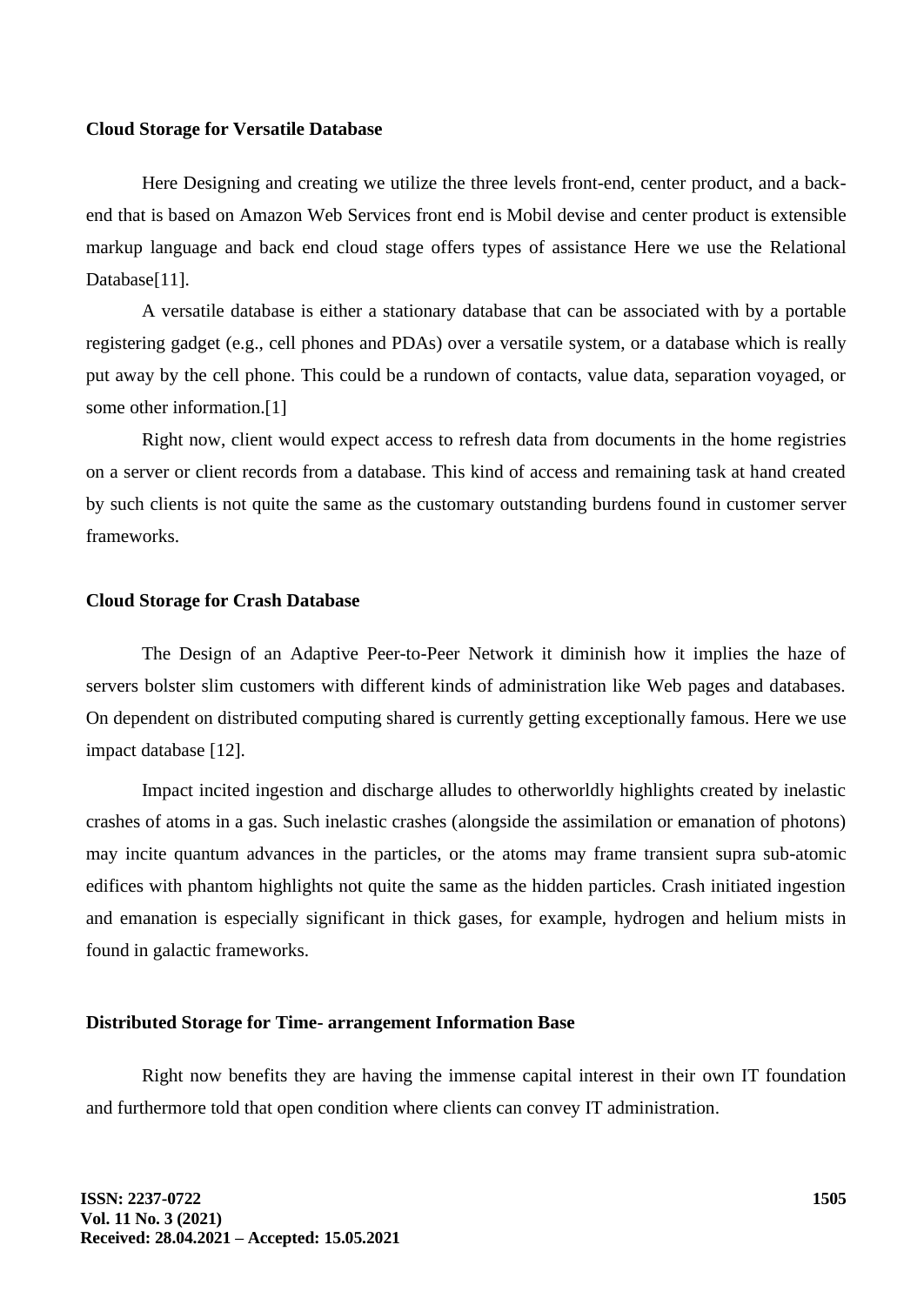**Cloud Storage for Versatile Database**

Here Designing and creating we utilize the three levels front-end, center product, and a back-end that is based on Amazon Web Services front end is Mobil devise and center product is extensible markup language and back end cloud stage offers types of assistance Here we use the Relational Database[11].

A versatile database is either a stationary database that can be associated with by a portable registering gadget (e.g., cell phones and PDAs) over a versatile system, or a database which is really put away by the cell phone. This could be a rundown of contacts, value data, separation voyaged, or some other information.[1]

Right now, client would expect access to refresh data from documents in the home registries on a server or client records from a database. This kind of access and remaining task at hand created by such clients is not quite the same as the customary outstanding burdens found in customer server frameworks.

**Cloud Storage for Crash Database**

The Design of an Adaptive Peer-to-Peer Network it diminish how it implies the haze of servers bolster slim customers with different kinds of administration like Web pages and databases. On dependent on distributed computing shared is currently getting exceptionally famous. Here we use impact database [12].

Impact incited ingestion and discharge alludes to otherworldly highlights created by inelastic crashes of atoms in a gas. Such inelastic crashes (alongside the assimilation or emanation of photons) may incite quantum advances in the particles, or the atoms may frame transient supra sub-atomic edifices with phantom highlights not quite the same as the hidden particles. Crash initiated ingestion and emanation is especially significant in thick gases, for example, hydrogen and helium mists in found in galactic frameworks.

**Distributed Storage for Time- arrangement Information Base**

Right now benefits they are having the immense capital interest in their own IT foundation and furthermore told that open condition where clients can convey IT administration.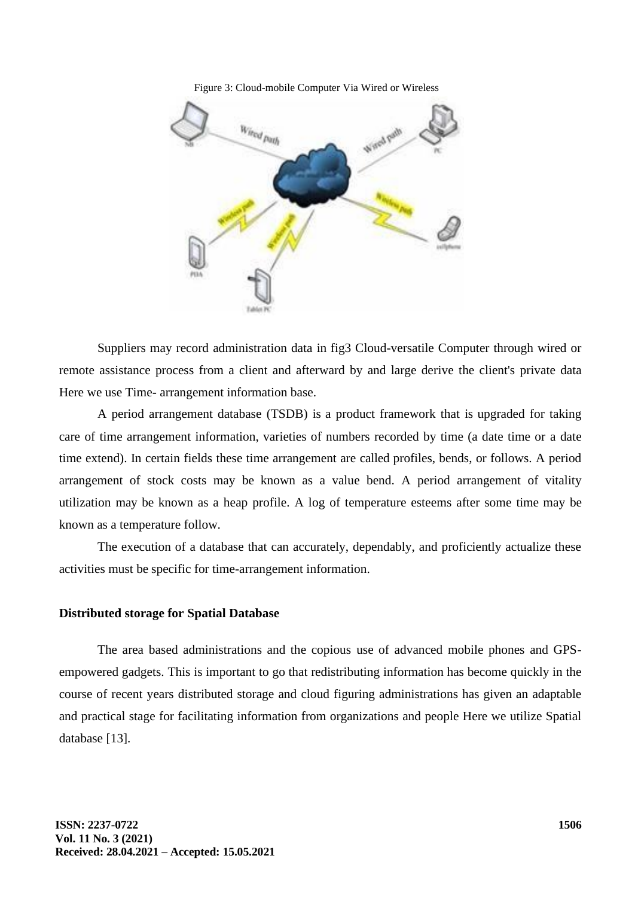Figure 3: Cloud-mobile Computer Via Wired or Wireless

Suppliers may record administration data in fig3 Cloud-versatile Computer through wired or remote assistance process from a client and afterward by and large derive the client's private data Here we use Time- arrangement information base.

A period arrangement database (TSDB) is a product framework that is upgraded for taking care of time arrangement information, varieties of numbers recorded by time (a date time or a date time extend). In certain fields these time arrangement are called profiles, bends, or follows. A period arrangement of stock costs may be known as a value bend. A period arrangement of vitality utilization may be known as a heap profile. A log of temperature esteems after some time may be known as a temperature follow.

The execution of a database that can accurately, dependably, and proficiently actualize these activities must be specific for time-arrangement information.

### Distributed storage for Spatial Database

The area based administrations and the copious use of advanced mobile phones and GPS-empowered gadgets. This is important to go that redistributing information has become quickly in the course of recent years distributed storage and cloud figuring administrations has given an adaptable and practical stage for facilitating information from organizations and people Here we utilize Spatial database [13].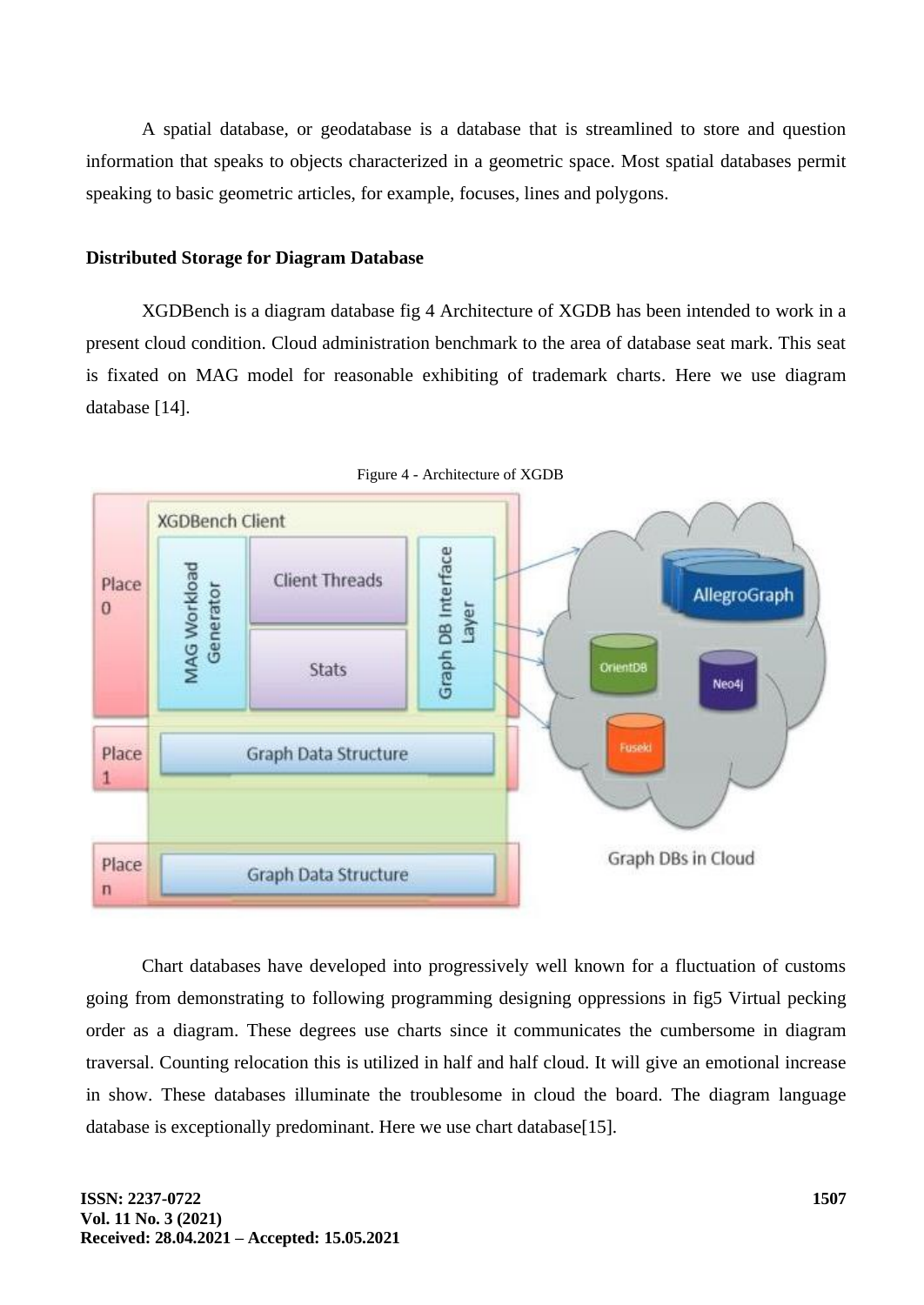A spatial database, or geodatabase is a database that is streamlined to store and question information that speaks to objects characterized in a geometric space. Most spatial databases permit speaking to basic geometric articles, for example, focuses, lines and polygons.

**Distributed Storage for Diagram Database**

XGDBench is a diagram database fig 4 Architecture of XGDB has been intended to work in a present cloud condition. Cloud administration benchmark to the area of database seat mark. This seat is fixated on MAG model for reasonable exhibiting of trademark charts. Here we use diagram database [14].

Figure 4 - Architecture of XGDB

Chart databases have developed into progressively well known for a fluctuation of customs going from demonstrating to following programming designing oppressions in fig5 Virtual pecking order as a diagram. These degrees use charts since it communicates the cumbersome in diagram traversal. Counting relocation this is utilized in half and half cloud. It will give an emotional increase in show. These databases illuminate the troublesome in cloud the board. The diagram language database is exceptionally predominant. Here we use chart database[15].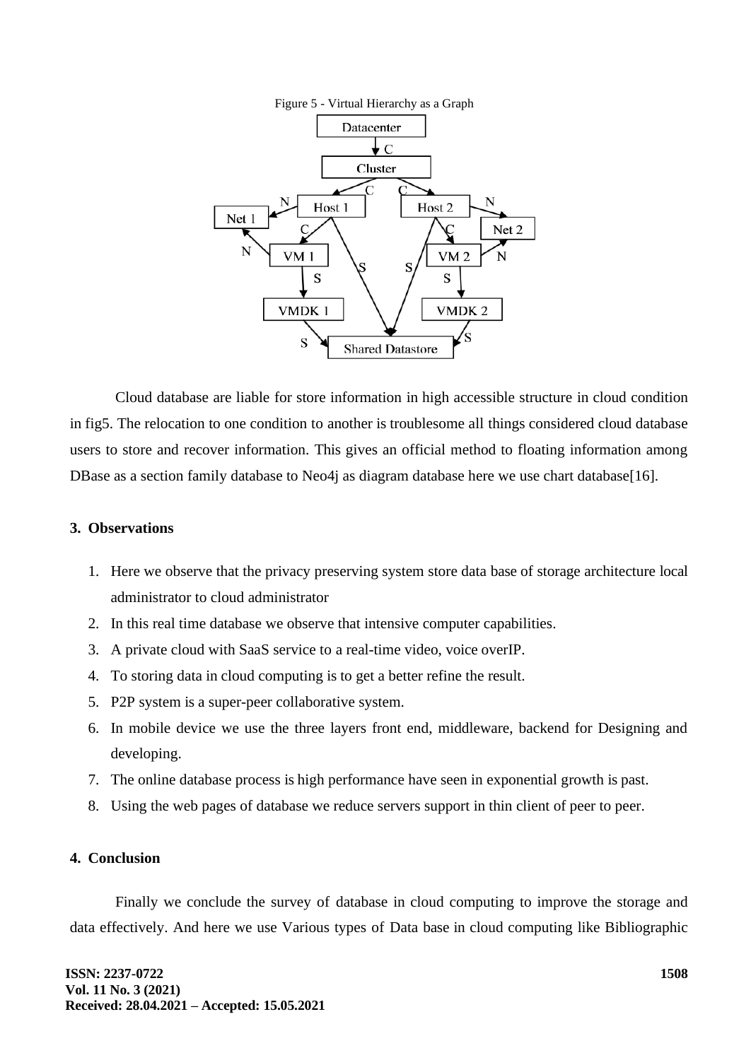Figure 5 - Virtual Hierarchy as a Graph

Cloud database are liable for store information in high accessible structure in cloud condition in fig5. The relocation to one condition to another is troublesome all things considered cloud database users to store and recover information. This gives an official method to floating information among DBase as a section family database to Neo4j as diagram database here we use chart database[16].

## 3. Observations

1. Here we observe that the privacy preserving system store data base of storage architecture local administrator to cloud administrator
2. In this real time database we observe that intensive computer capabilities.
3. A private cloud with SaaS service to a real-time video, voice overIP.
4. To storing data in cloud computing is to get a better refine the result.
5. P2P system is a super-peer collaborative system.
6. In mobile device we use the three layers front end, middleware, backend for Designing and developing.
7. The online database process is high performance have seen in exponential growth is past.
8. Using the web pages of database we reduce servers support in thin client of peer to peer.

## 4. Conclusion

Finally we conclude the survey of database in cloud computing to improve the storage and data effectively. And here we use Various types of Data base in cloud computing like Bibliographic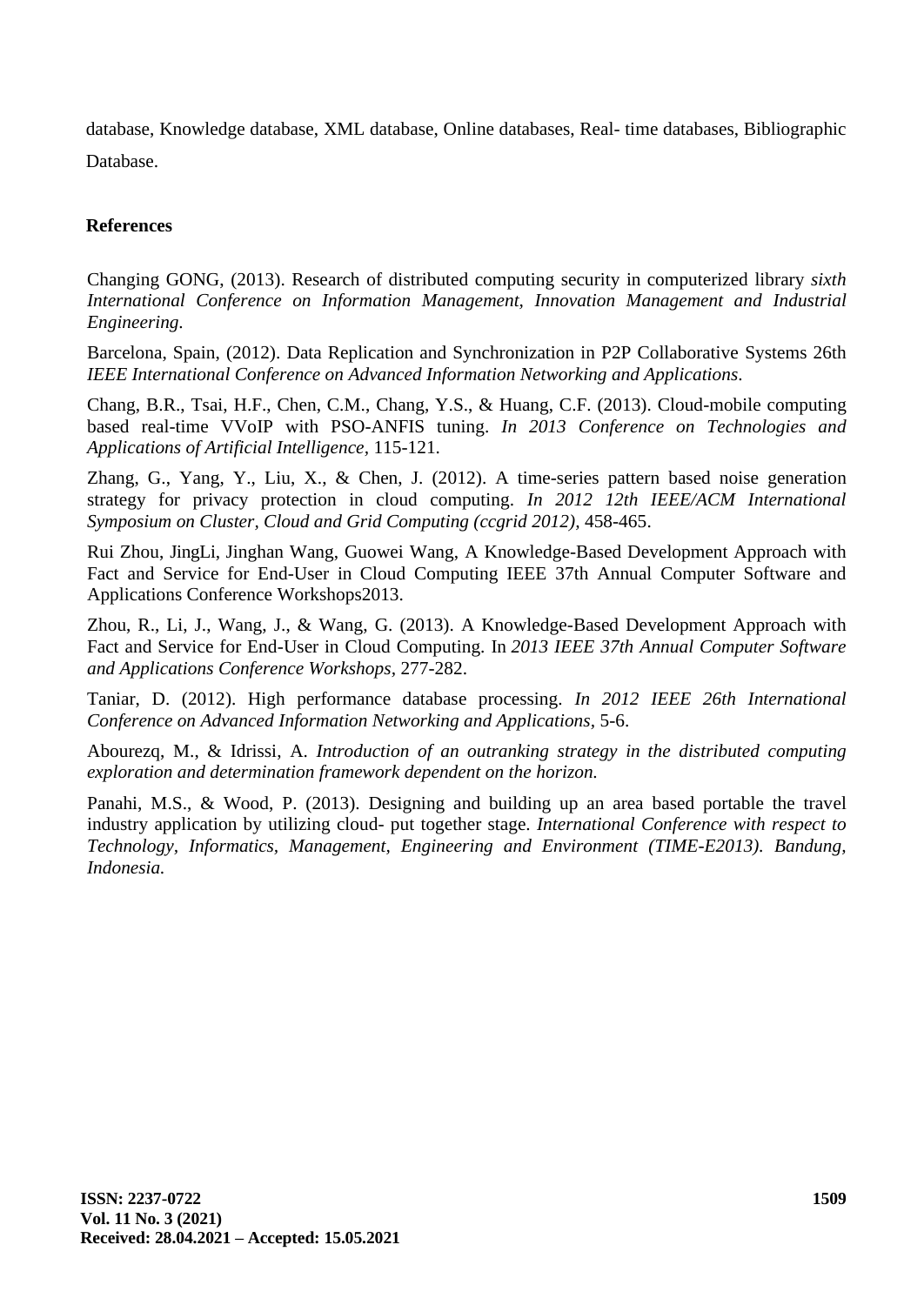database, Knowledge database, XML database, Online databases, Real- time databases, Bibliographic Database.

## References

Changing GONG, (2013). Research of distributed computing security in computerized library *sixth International Conference on Information Management, Innovation Management and Industrial Engineering.*

Barcelona, Spain, (2012). Data Replication and Synchronization in P2P Collaborative Systems 26th *IEEE International Conference on Advanced Information Networking and Applications.*

Chang, B.R., Tsai, H.F., Chen, C.M., Chang, Y.S., & Huang, C.F. (2013). Cloud-mobile computing based real-time VVoIP with PSO-ANFIS tuning. *In 2013 Conference on Technologies and Applications of Artificial Intelligence,* 115-121.

Zhang, G., Yang, Y., Liu, X., & Chen, J. (2012). A time-series pattern based noise generation strategy for privacy protection in cloud computing. *In 2012 12th IEEE/ACM International Symposium on Cluster, Cloud and Grid Computing (ccgrid 2012),* 458-465.

Rui Zhou, JingLi, Jinghan Wang, Guowei Wang, A Knowledge-Based Development Approach with Fact and Service for End-User in Cloud Computing IEEE 37th Annual Computer Software and Applications Conference Workshops2013.

Zhou, R., Li, J., Wang, J., & Wang, G. (2013). A Knowledge-Based Development Approach with Fact and Service for End-User in Cloud Computing. In *2013 IEEE 37th Annual Computer Software and Applications Conference Workshops,* 277-282.

Taniar, D. (2012). High performance database processing. *In 2012 IEEE 26th International Conference on Advanced Information Networking and Applications,* 5-6.

Abourezq, M., & Idrissi, A. *Introduction of an outranking strategy in the distributed computing exploration and determination framework dependent on the horizon.*

Panahi, M.S., & Wood, P. (2013). Designing and building up an area based portable the travel industry application by utilizing cloud- put together stage. *International Conference with respect to Technology, Informatics, Management, Engineering and Environment (TIME-E2013). Bandung, Indonesia.*